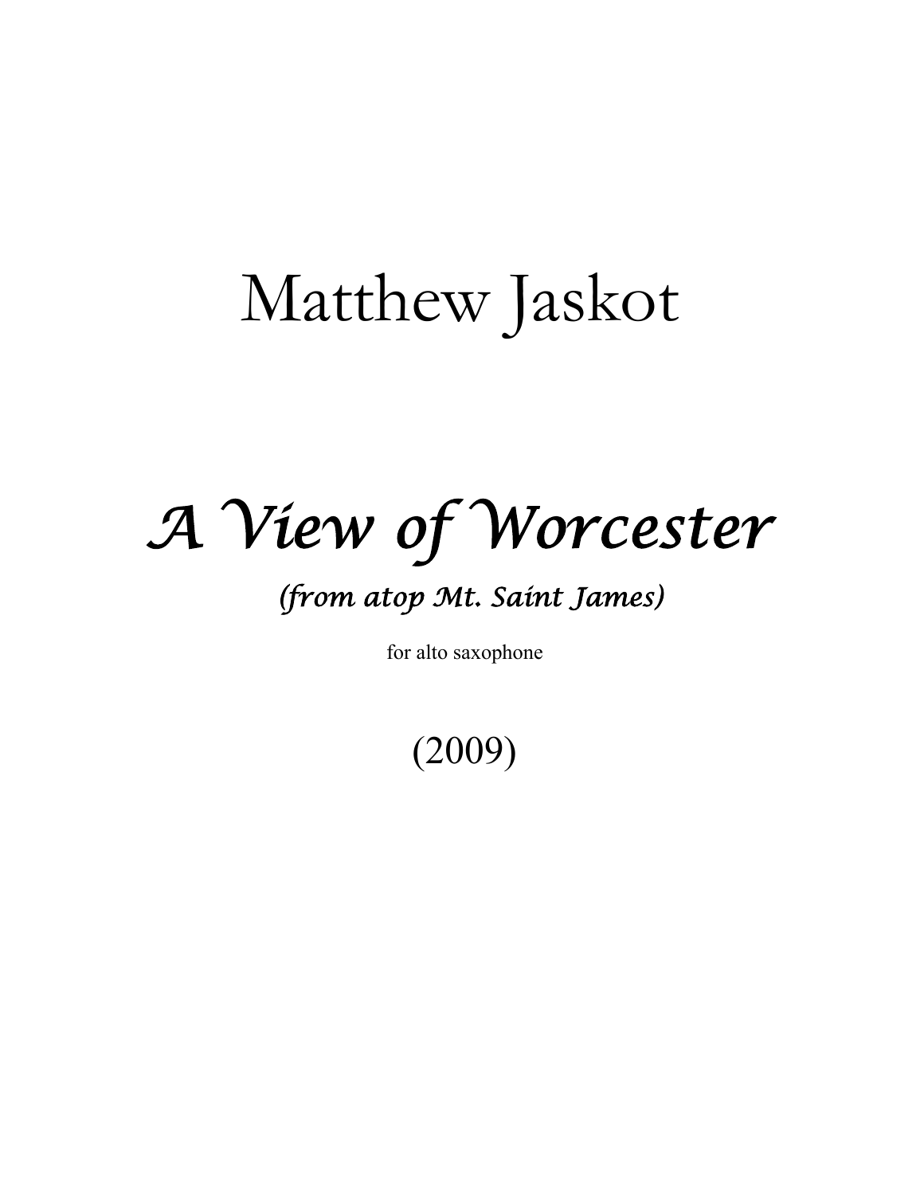# Matthew Jaskot

# *A View of Worcester*

### *(from atop Mt. Saint James)*

for alto saxophone

(2009)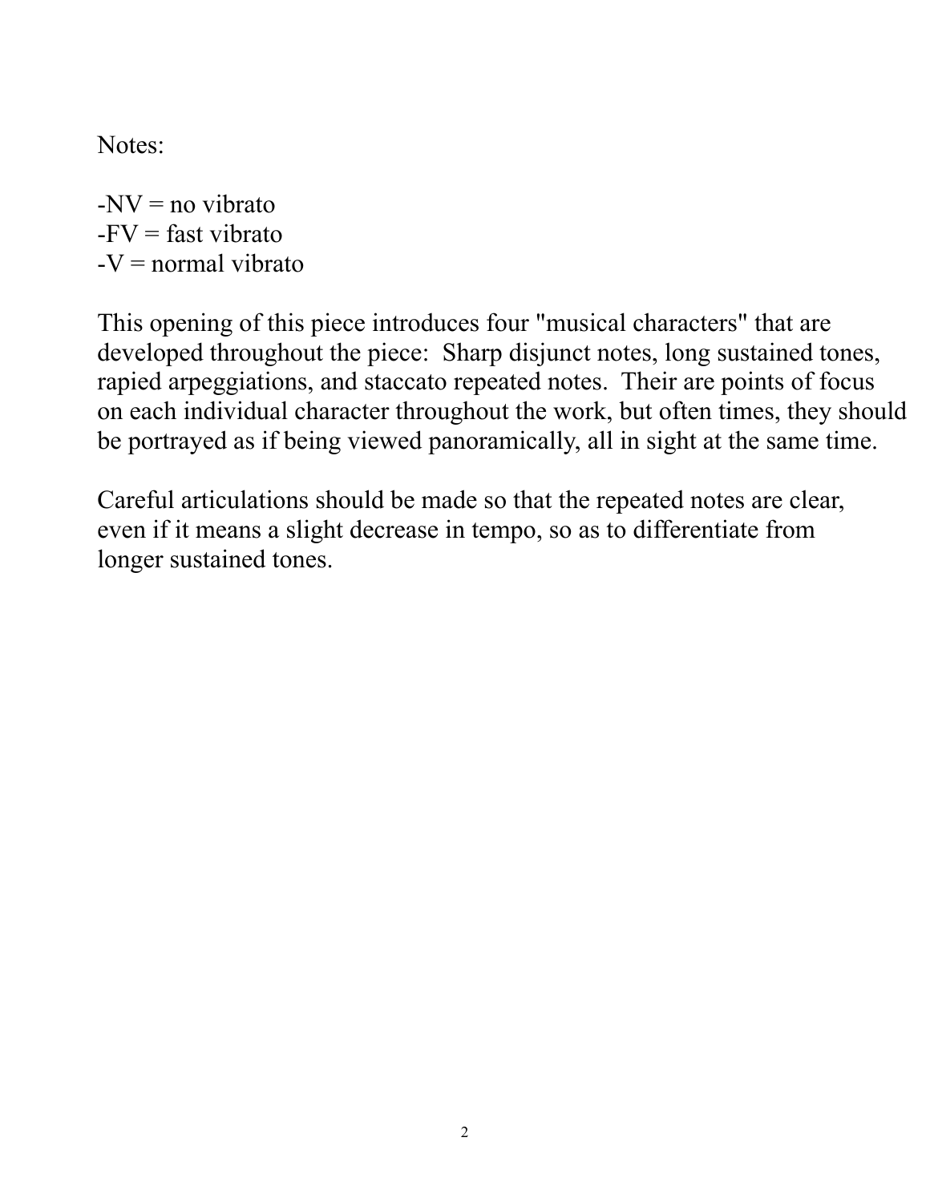Notes:

-NV = no vibrato
-FV = fast vibrato
-V = normal vibrato

This opening of this piece introduces four "musical characters" that are developed throughout the piece:  Sharp disjunct notes, long sustained tones, rapied arpeggiations, and staccato repeated notes.  Their are points of focus on each individual character throughout the work, but often times, they should be portrayed as if being viewed panoramically, all in sight at the same time.

Careful articulations should be made so that the repeated notes are clear, even if it means a slight decrease in tempo, so as to differentiate from longer sustained tones.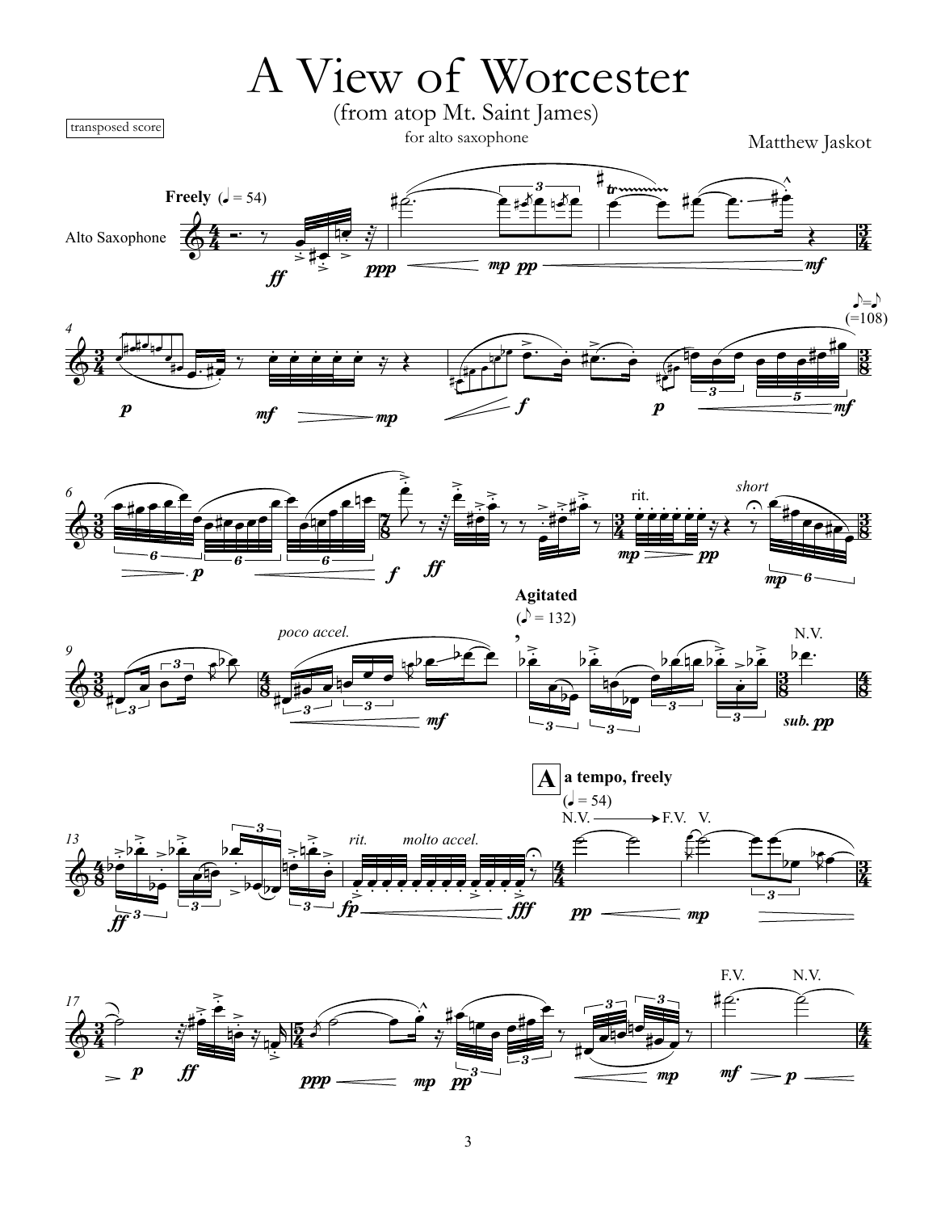# A View of Worcester

(from atop Mt. Saint James)

for alto saxophone

transposed score

Matthew Jaskot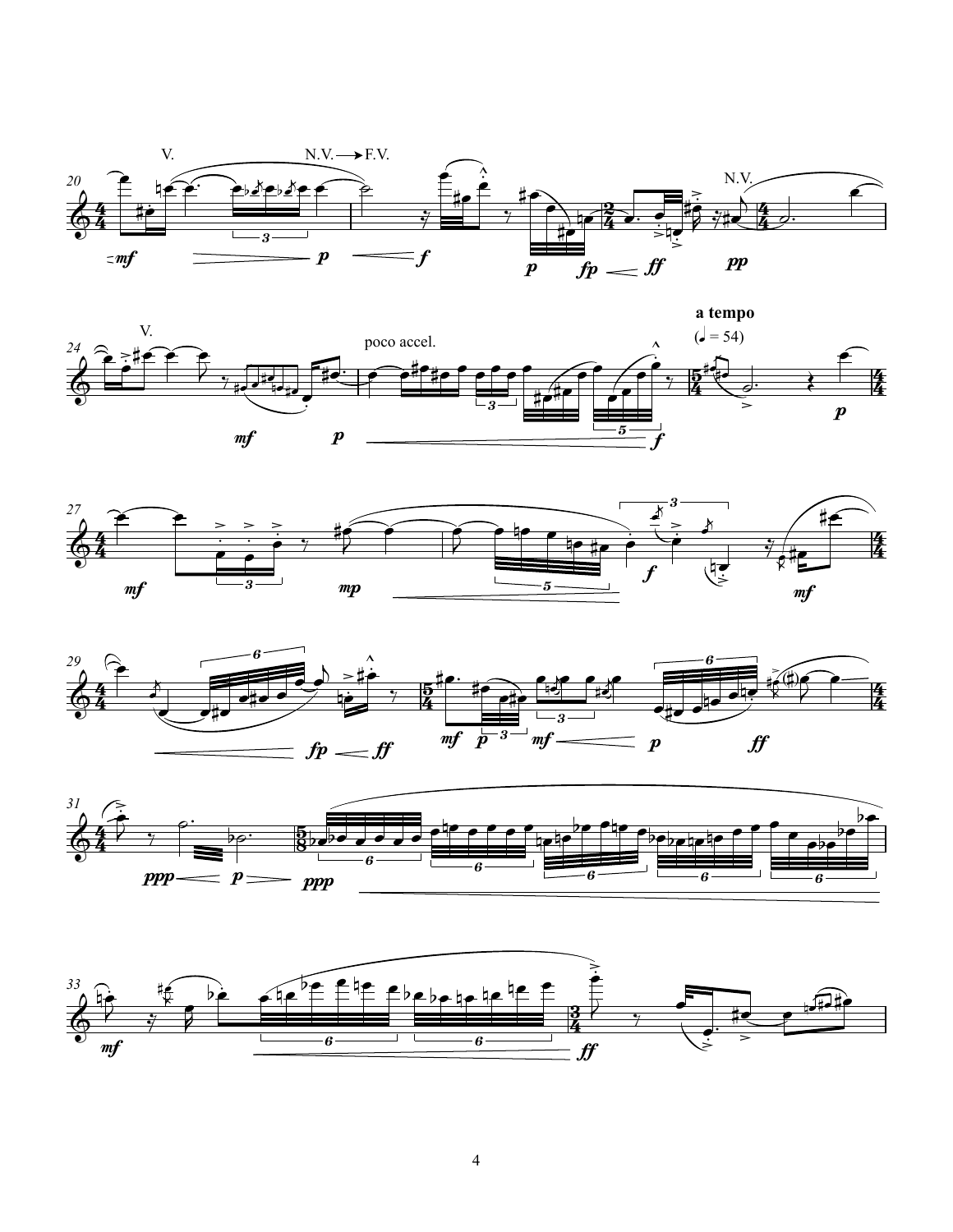V.

N.V. ⟶ F.V.

N.V.

V.

poco accel.

**a tempo**

(♩ = 54)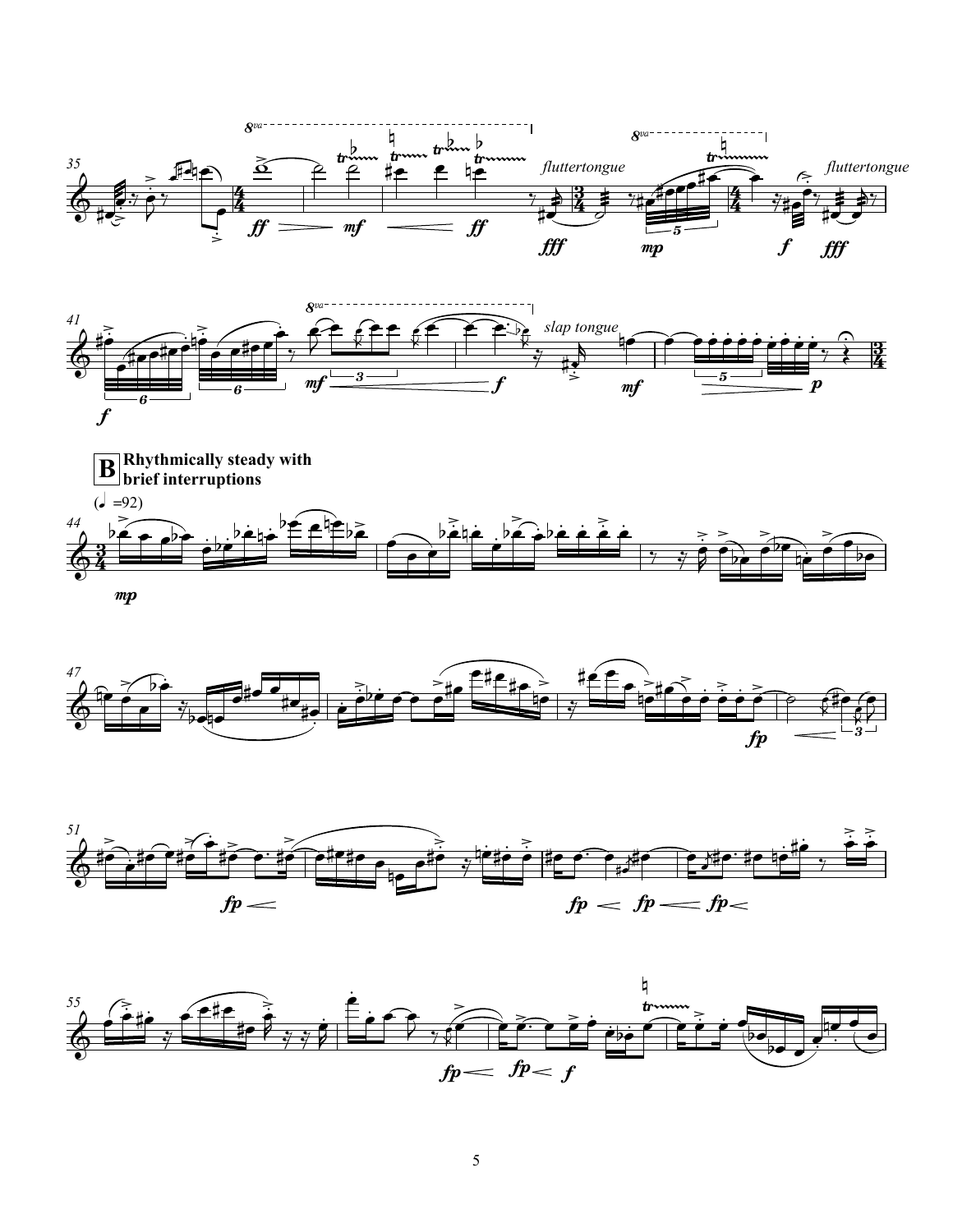**B** Rhythmically steady with brief interruptions

(♩ =92)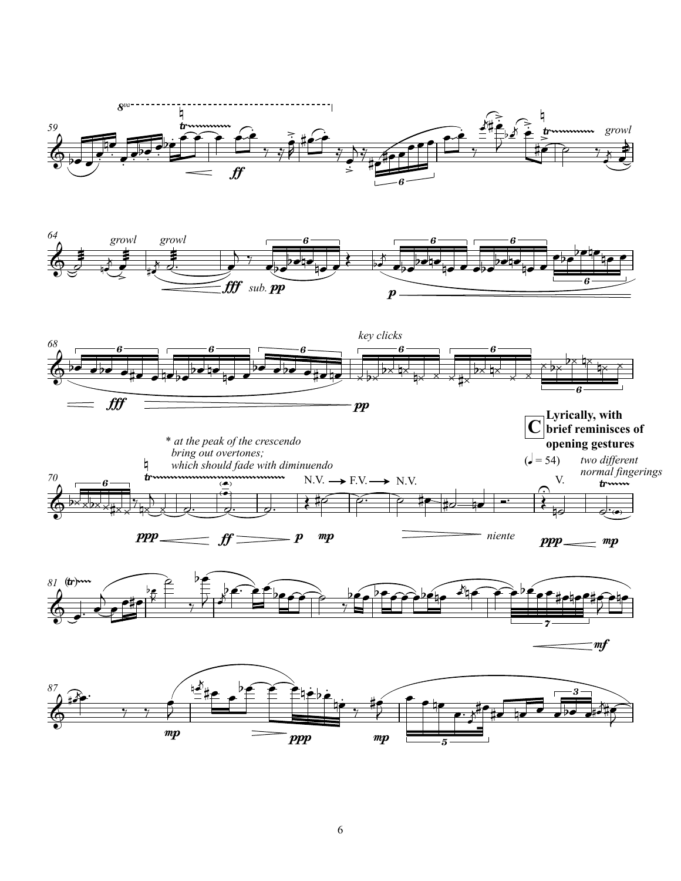growl

growl growl

*sub.* **pp**

key clicks

\* *at the peak of the crescendo bring out overtones; which should fade with diminuendo*

N.V. → F.V. → N.V.

*niente*

**C** **Lyrically, with brief reminisces of opening gestures**

(♩ = 54) *two different normal fingerings*

V.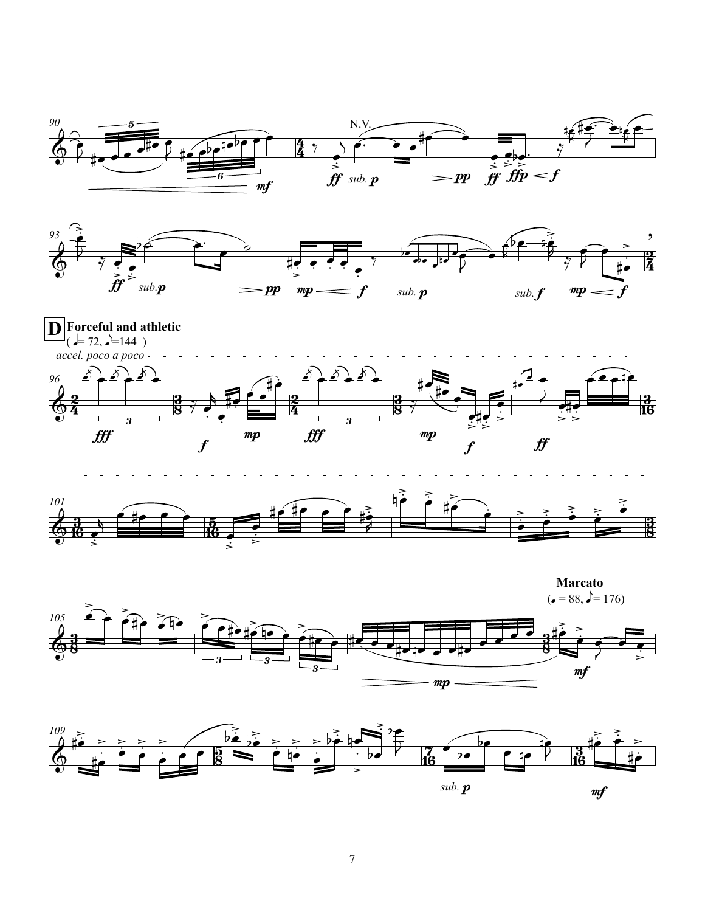N.V.

**D Forceful and athletic**

(♩= 72, ♪=144 )

*accel. poco a poco*

**Marcato**

(♩ = 88, ♪= 176)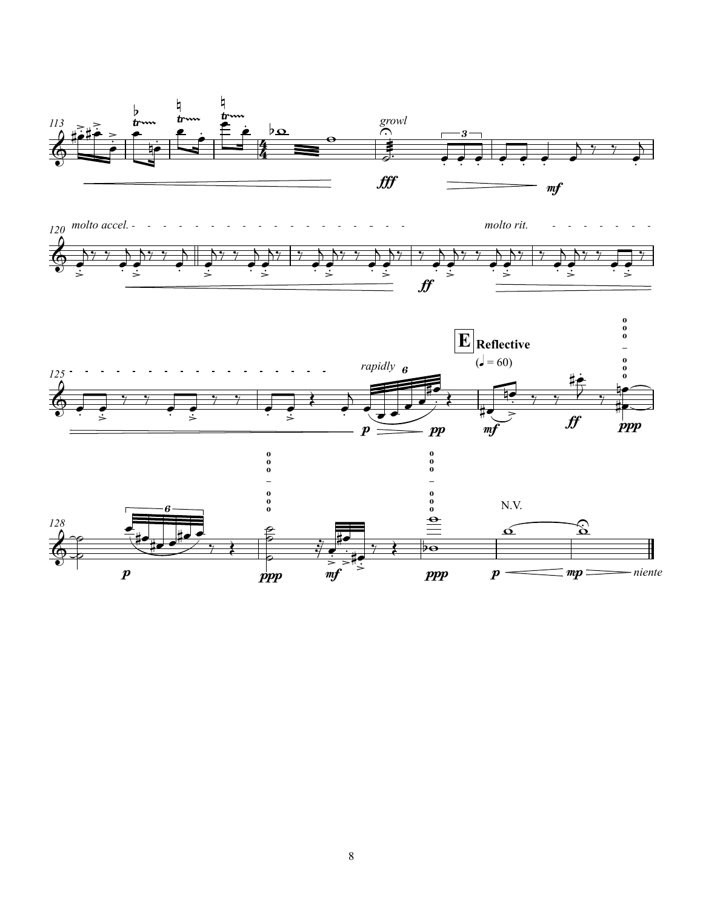growl

molto accel.

molto rit.

rapidly

**E** **Reflective**

(♩ = 60)

N.V.

*niente*